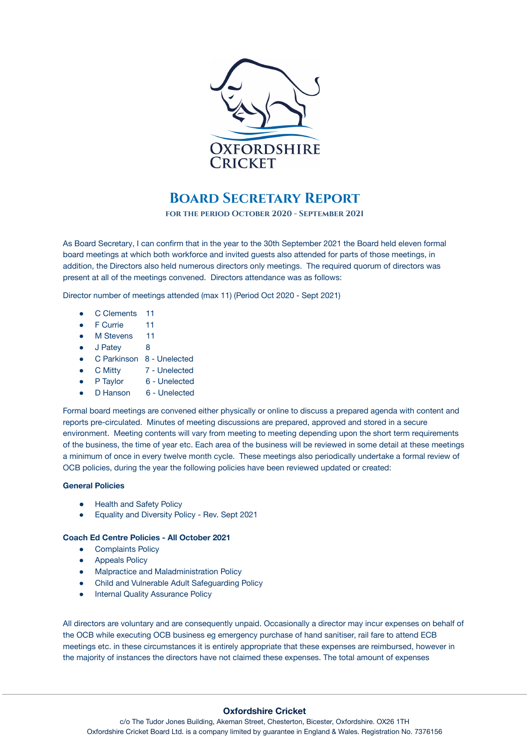# Board Secretary Report

**FOR THE PERIOD OCTOBER 2020 - SEPTEMBER 2021**

As Board Secretary, I can confirm that in the year to the 30th September 2021 the Board held eleven formal board meetings at which both workforce and invited guests also attended for parts of those meetings, in addition, the Directors also held numerous directors only meetings. The required quorum of directors was present at all of the meetings convened. Directors attendance was as follows:

Director number of meetings attended (max 11) (Period Oct 2020 - Sept 2021)

- C Clements 11
- F Currie 11
- M Stevens 11
- J Patey 8
- C Parkinson 8 - Unelected
- C Mitty 7 - Unelected
- P Taylor 6 - Unelected
- D Hanson 6 - Unelected

Formal board meetings are convened either physically or online to discuss a prepared agenda with content and reports pre-circulated. Minutes of meeting discussions are prepared, approved and stored in a secure environment. Meeting contents will vary from meeting to meeting depending upon the short term requirements of the business, the time of year etc. Each area of the business will be reviewed in some detail at these meetings a minimum of once in every twelve month cycle. These meetings also periodically undertake a formal review of OCB policies, during the year the following policies have been reviewed updated or created:

**General Policies**

- Health and Safety Policy
- Equality and Diversity Policy - Rev. Sept 2021

**Coach Ed Centre Policies - All October 2021**

- Complaints Policy
- Appeals Policy
- Malpractice and Maladministration Policy
- Child and Vulnerable Adult Safeguarding Policy
- Internal Quality Assurance Policy

All directors are voluntary and are consequently unpaid. Occasionally a director may incur expenses on behalf of the OCB while executing OCB business eg emergency purchase of hand sanitiser, rail fare to attend ECB meetings etc. in these circumstances it is entirely appropriate that these expenses are reimbursed, however in the majority of instances the directors have not claimed these expenses. The total amount of expenses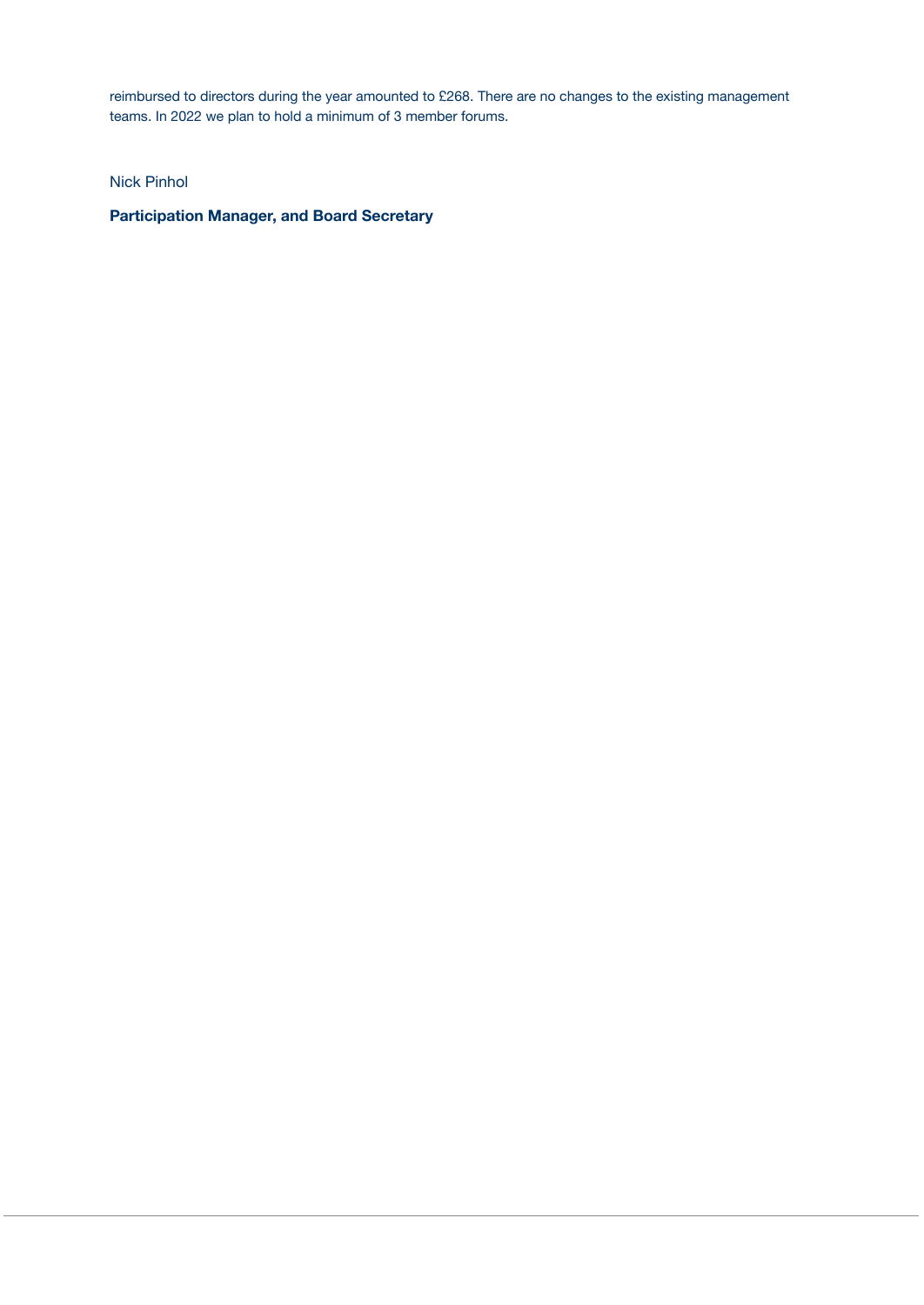reimbursed to directors during the year amounted to £268. There are no changes to the existing management teams. In 2022 we plan to hold a minimum of 3 member forums.

Nick Pinhol

**Participation Manager, and Board Secretary**